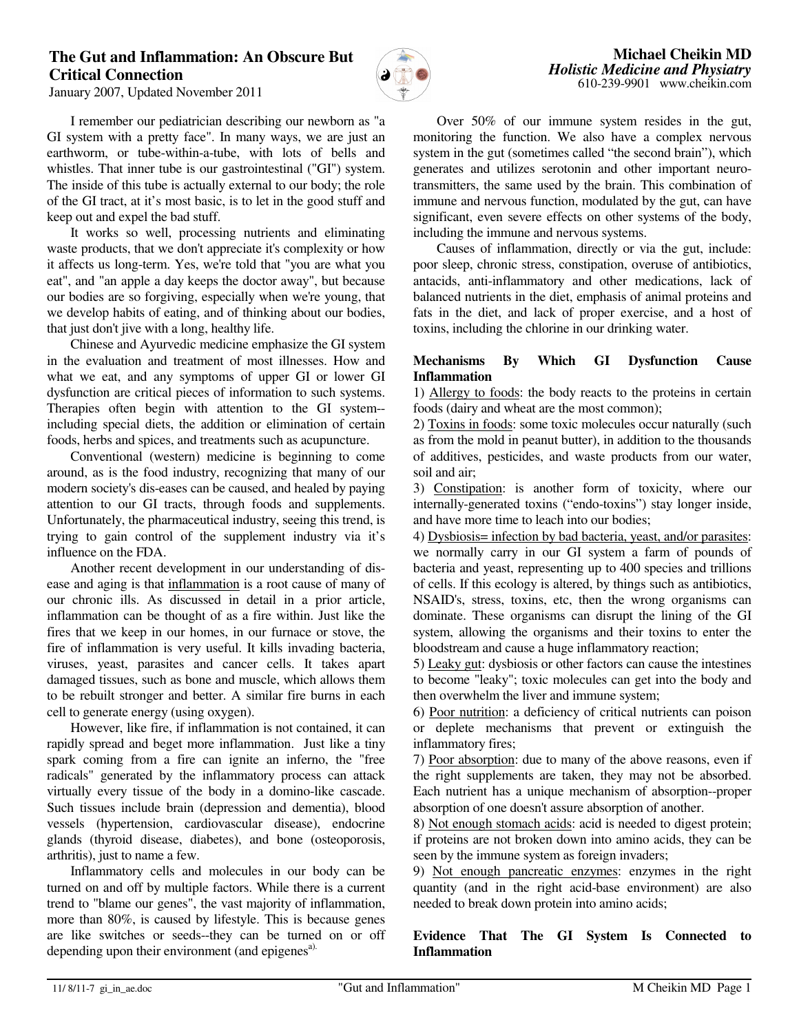# The Gut and Inflammation: An Obscure But Critical Connection

January 2007, Updated November 2011

**Michael Cheikin MD**
*Holistic Medicine and Physiatry*
610-239-9901 www.cheikin.com

I remember our pediatrician describing our newborn as "a GI system with a pretty face". In many ways, we are just an earthworm, or tube-within-a-tube, with lots of bells and whistles. That inner tube is our gastrointestinal ("GI") system. The inside of this tube is actually external to our body; the role of the GI tract, at it's most basic, is to let in the good stuff and keep out and expel the bad stuff.

It works so well, processing nutrients and eliminating waste products, that we don't appreciate it's complexity or how it affects us long-term. Yes, we're told that "you are what you eat", and "an apple a day keeps the doctor away", but because our bodies are so forgiving, especially when we're young, that we develop habits of eating, and of thinking about our bodies, that just don't jive with a long, healthy life.

Chinese and Ayurvedic medicine emphasize the GI system in the evaluation and treatment of most illnesses. How and what we eat, and any symptoms of upper GI or lower GI dysfunction are critical pieces of information to such systems. Therapies often begin with attention to the GI system--including special diets, the addition or elimination of certain foods, herbs and spices, and treatments such as acupuncture.

Conventional (western) medicine is beginning to come around, as is the food industry, recognizing that many of our modern society's dis-eases can be caused, and healed by paying attention to our GI tracts, through foods and supplements. Unfortunately, the pharmaceutical industry, seeing this trend, is trying to gain control of the supplement industry via it's influence on the FDA.

Another recent development in our understanding of dis-ease and aging is that <u>inflammation</u> is a root cause of many of our chronic ills. As discussed in detail in a prior article, inflammation can be thought of as a fire within. Just like the fires that we keep in our homes, in our furnace or stove, the fire of inflammation is very useful. It kills invading bacteria, viruses, yeast, parasites and cancer cells. It takes apart damaged tissues, such as bone and muscle, which allows them to be rebuilt stronger and better. A similar fire burns in each cell to generate energy (using oxygen).

However, like fire, if inflammation is not contained, it can rapidly spread and beget more inflammation. Just like a tiny spark coming from a fire can ignite an inferno, the "free radicals" generated by the inflammatory process can attack virtually every tissue of the body in a domino-like cascade. Such tissues include brain (depression and dementia), blood vessels (hypertension, cardiovascular disease), endocrine glands (thyroid disease, diabetes), and bone (osteoporosis, arthritis), just to name a few.

Inflammatory cells and molecules in our body can be turned on and off by multiple factors. While there is a current trend to "blame our genes", the vast majority of inflammation, more than 80%, is caused by lifestyle. This is because genes are like switches or seeds--they can be turned on or off depending upon their environment (and epigenes[a]).

Over 50% of our immune system resides in the gut, monitoring the function. We also have a complex nervous system in the gut (sometimes called "the second brain"), which generates and utilizes serotonin and other important neuro-transmitters, the same used by the brain. This combination of immune and nervous function, modulated by the gut, can have significant, even severe effects on other systems of the body, including the immune and nervous systems.

Causes of inflammation, directly or via the gut, include: poor sleep, chronic stress, constipation, overuse of antibiotics, antacids, anti-inflammatory and other medications, lack of balanced nutrients in the diet, emphasis of animal proteins and fats in the diet, and lack of proper exercise, and a host of toxins, including the chlorine in our drinking water.

**Mechanisms By Which GI Dysfunction Cause Inflammation**

1) <u>Allergy to foods</u>: the body reacts to the proteins in certain foods (dairy and wheat are the most common);
2) <u>Toxins in foods</u>: some toxic molecules occur naturally (such as from the mold in peanut butter), in addition to the thousands of additives, pesticides, and waste products from our water, soil and air;
3) <u>Constipation</u>: is another form of toxicity, where our internally-generated toxins ("endo-toxins") stay longer inside, and have more time to leach into our bodies;
4) <u>Dysbiosis= infection by bad bacteria, yeast, and/or parasites</u>: we normally carry in our GI system a farm of pounds of bacteria and yeast, representing up to 400 species and trillions of cells. If this ecology is altered, by things such as antibiotics, NSAID's, stress, toxins, etc, then the wrong organisms can dominate. These organisms can disrupt the lining of the GI system, allowing the organisms and their toxins to enter the bloodstream and cause a huge inflammatory reaction;
5) <u>Leaky gut</u>: dysbiosis or other factors can cause the intestines to become "leaky"; toxic molecules can get into the body and then overwhelm the liver and immune system;
6) <u>Poor nutrition</u>: a deficiency of critical nutrients can poison or deplete mechanisms that prevent or extinguish the inflammatory fires;
7) <u>Poor absorption</u>: due to many of the above reasons, even if the right supplements are taken, they may not be absorbed. Each nutrient has a unique mechanism of absorption--proper absorption of one doesn't assure absorption of another.
8) <u>Not enough stomach acids</u>: acid is needed to digest protein; if proteins are not broken down into amino acids, they can be seen by the immune system as foreign invaders;
9) <u>Not enough pancreatic enzymes</u>: enzymes in the right quantity (and in the right acid-base environment) are also needed to break down protein into amino acids;

**Evidence That The GI System Is Connected to Inflammation**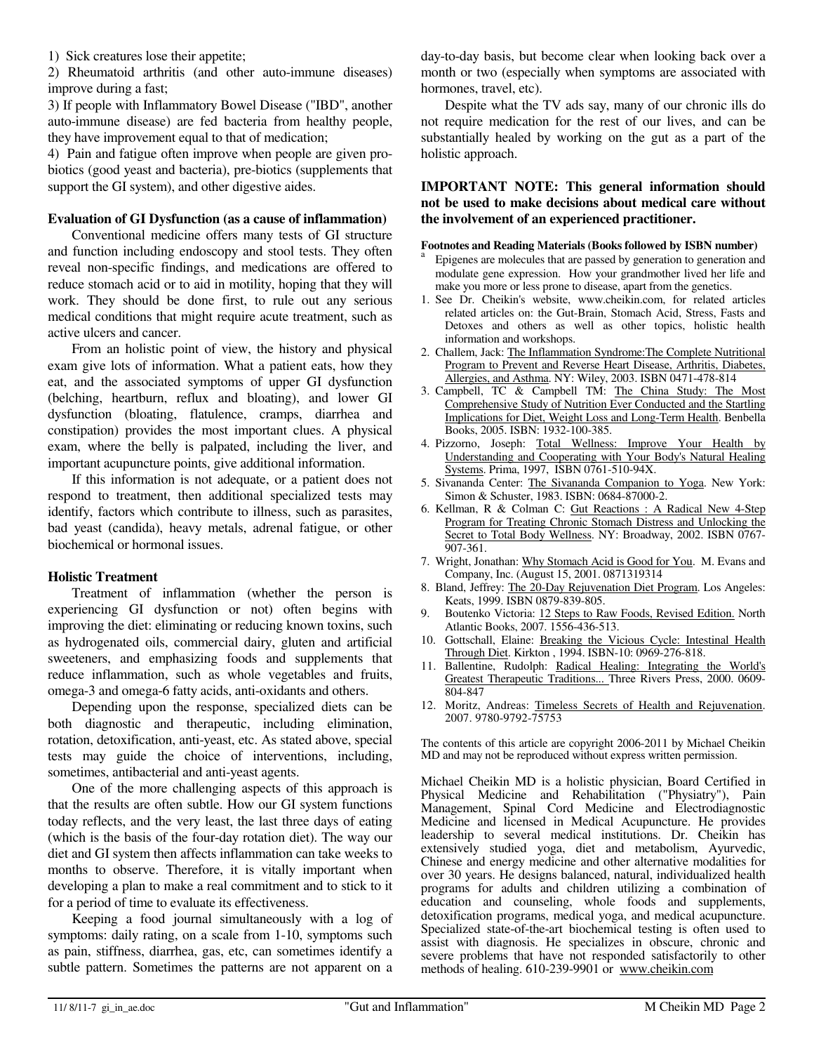1) Sick creatures lose their appetite;

2) Rheumatoid arthritis (and other auto-immune diseases) improve during a fast;

3) If people with Inflammatory Bowel Disease ("IBD", another auto-immune disease) are fed bacteria from healthy people, they have improvement equal to that of medication;

4) Pain and fatigue often improve when people are given pro-biotics (good yeast and bacteria), pre-biotics (supplements that support the GI system), and other digestive aides.

**Evaluation of GI Dysfunction (as a cause of inflammation)**

Conventional medicine offers many tests of GI structure and function including endoscopy and stool tests. They often reveal non-specific findings, and medications are offered to reduce stomach acid or to aid in motility, hoping that they will work. They should be done first, to rule out any serious medical conditions that might require acute treatment, such as active ulcers and cancer.

From an holistic point of view, the history and physical exam give lots of information. What a patient eats, how they eat, and the associated symptoms of upper GI dysfunction (belching, heartburn, reflux and bloating), and lower GI dysfunction (bloating, flatulence, cramps, diarrhea and constipation) provides the most important clues. A physical exam, where the belly is palpated, including the liver, and important acupuncture points, give additional information.

If this information is not adequate, or a patient does not respond to treatment, then additional specialized tests may identify, factors which contribute to illness, such as parasites, bad yeast (candida), heavy metals, adrenal fatigue, or other biochemical or hormonal issues.

**Holistic Treatment**

Treatment of inflammation (whether the person is experiencing GI dysfunction or not) often begins with improving the diet: eliminating or reducing known toxins, such as hydrogenated oils, commercial dairy, gluten and artificial sweeteners, and emphasizing foods and supplements that reduce inflammation, such as whole vegetables and fruits, omega-3 and omega-6 fatty acids, anti-oxidants and others.

Depending upon the response, specialized diets can be both diagnostic and therapeutic, including elimination, rotation, detoxification, anti-yeast, etc. As stated above, special tests may guide the choice of interventions, including, sometimes, antibacterial and anti-yeast agents.

One of the more challenging aspects of this approach is that the results are often subtle. How our GI system functions today reflects, and the very least, the last three days of eating (which is the basis of the four-day rotation diet). The way our diet and GI system then affects inflammation can take weeks to months to observe. Therefore, it is vitally important when developing a plan to make a real commitment and to stick to it for a period of time to evaluate its effectiveness.

Keeping a food journal simultaneously with a log of symptoms: daily rating, on a scale from 1-10, symptoms such as pain, stiffness, diarrhea, gas, etc, can sometimes identify a subtle pattern. Sometimes the patterns are not apparent on a day-to-day basis, but become clear when looking back over a month or two (especially when symptoms are associated with hormones, travel, etc).

Despite what the TV ads say, many of our chronic ills do not require medication for the rest of our lives, and can be substantially healed by working on the gut as a part of the holistic approach.

**IMPORTANT NOTE: This general information should not be used to make decisions about medical care without the involvement of an experienced practitioner.**

**Footnotes and Reading Materials (Books followed by ISBN number)**

[a] Epigenes are molecules that are passed by generation to generation and modulate gene expression. How your grandmother lived her life and make you more or less prone to disease, apart from the genetics.

1. See Dr. Cheikin's website, www.cheikin.com, for related articles related articles on: the Gut-Brain, Stomach Acid, Stress, Fasts and Detoxes and others as well as other topics, holistic health information and workshops.
2. Challem, Jack: The Inflammation Syndrome:The Complete Nutritional Program to Prevent and Reverse Heart Disease, Arthritis, Diabetes, Allergies, and Asthma. NY: Wiley, 2003. ISBN 0471-478-814
3. Campbell, TC & Campbell TM: The China Study: The Most Comprehensive Study of Nutrition Ever Conducted and the Startling Implications for Diet, Weight Loss and Long-Term Health. Benbella Books, 2005. ISBN: 1932-100-385.
4. Pizzorno, Joseph: Total Wellness: Improve Your Health by Understanding and Cooperating with Your Body's Natural Healing Systems. Prima, 1997, ISBN 0761-510-94X.
5. Sivananda Center: The Sivananda Companion to Yoga. New York: Simon & Schuster, 1983. ISBN: 0684-87000-2.
6. Kellman, R & Colman C: Gut Reactions : A Radical New 4-Step Program for Treating Chronic Stomach Distress and Unlocking the Secret to Total Body Wellness. NY: Broadway, 2002. ISBN 0767-907-361.
7. Wright, Jonathan: Why Stomach Acid is Good for You. M. Evans and Company, Inc. (August 15, 2001. 0871319314
8. Bland, Jeffrey: The 20-Day Rejuvenation Diet Program. Los Angeles: Keats, 1999. ISBN 0879-839-805.
9. Boutenko Victoria: 12 Steps to Raw Foods, Revised Edition. North Atlantic Books, 2007. 1556-436-513.
10. Gottschall, Elaine: Breaking the Vicious Cycle: Intestinal Health Through Diet. Kirkton , 1994. ISBN-10: 0969-276-818.
11. Ballentine, Rudolph: Radical Healing: Integrating the World's Greatest Therapeutic Traditions... Three Rivers Press, 2000. 0609-804-847
12. Moritz, Andreas: Timeless Secrets of Health and Rejuvenation. 2007. 9780-9792-75753

The contents of this article are copyright 2006-2011 by Michael Cheikin MD and may not be reproduced without express written permission.

Michael Cheikin MD is a holistic physician, Board Certified in Physical Medicine and Rehabilitation ("Physiatry"), Pain Management, Spinal Cord Medicine and Electrodiagnostic Medicine and licensed in Medical Acupuncture. He provides leadership to several medical institutions. Dr. Cheikin has extensively studied yoga, diet and metabolism, Ayurvedic, Chinese and energy medicine and other alternative modalities for over 30 years. He designs balanced, natural, individualized health programs for adults and children utilizing a combination of education and counseling, whole foods and supplements, detoxification programs, medical yoga, and medical acupuncture. Specialized state-of-the-art biochemical testing is often used to assist with diagnosis. He specializes in obscure, chronic and severe problems that have not responded satisfactorily to other methods of healing. 610-239-9901 or www.cheikin.com